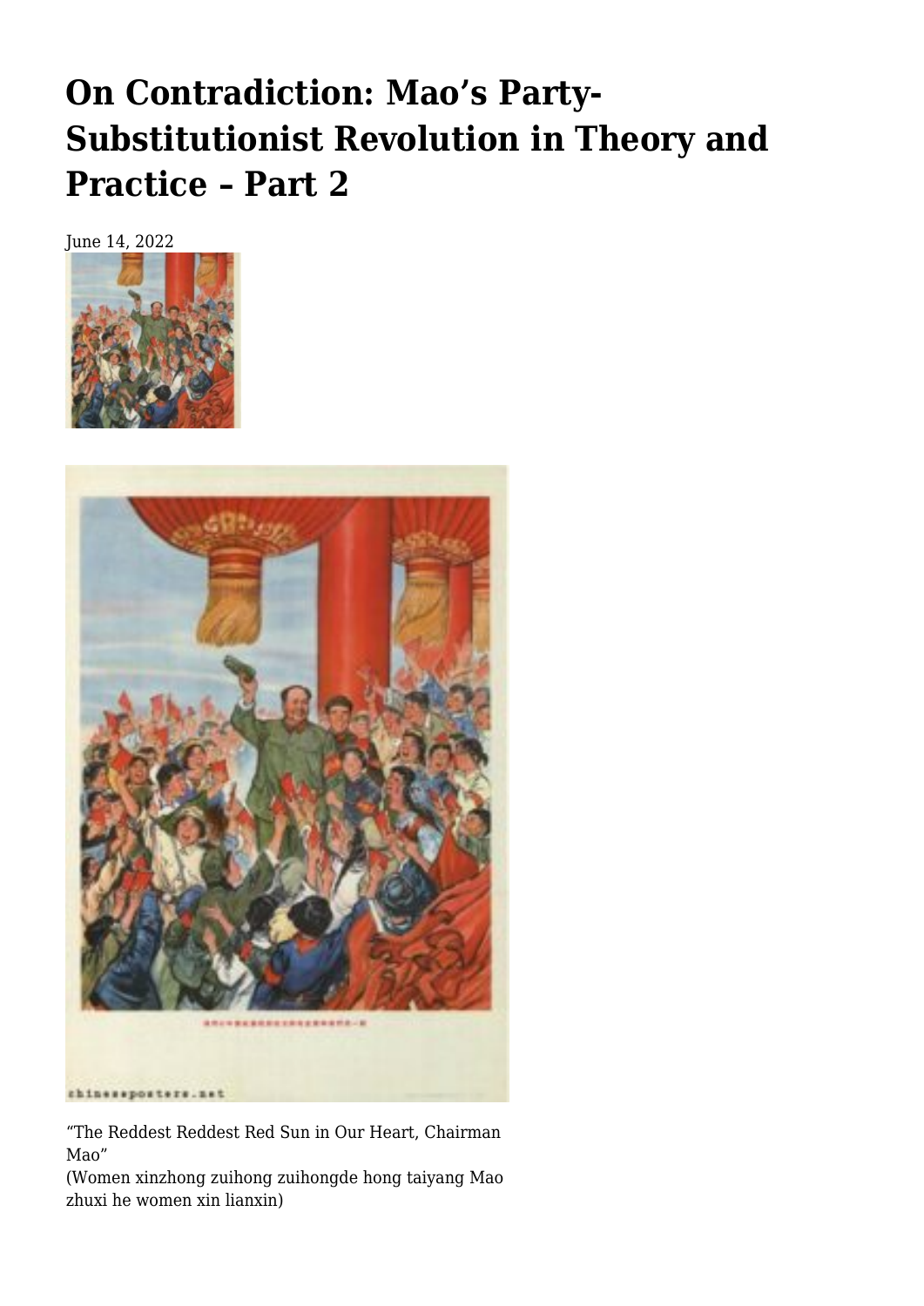# On Contradiction: Mao's Party-Substitutionist Revolution in Theory and Practice – Part 2

June 14, 2022

"The Reddest Reddest Red Sun in Our Heart, Chairman Mao"
(Women xinzhong zuihong zuihongde hong taiyang Mao zhuxi he women xin lianxin)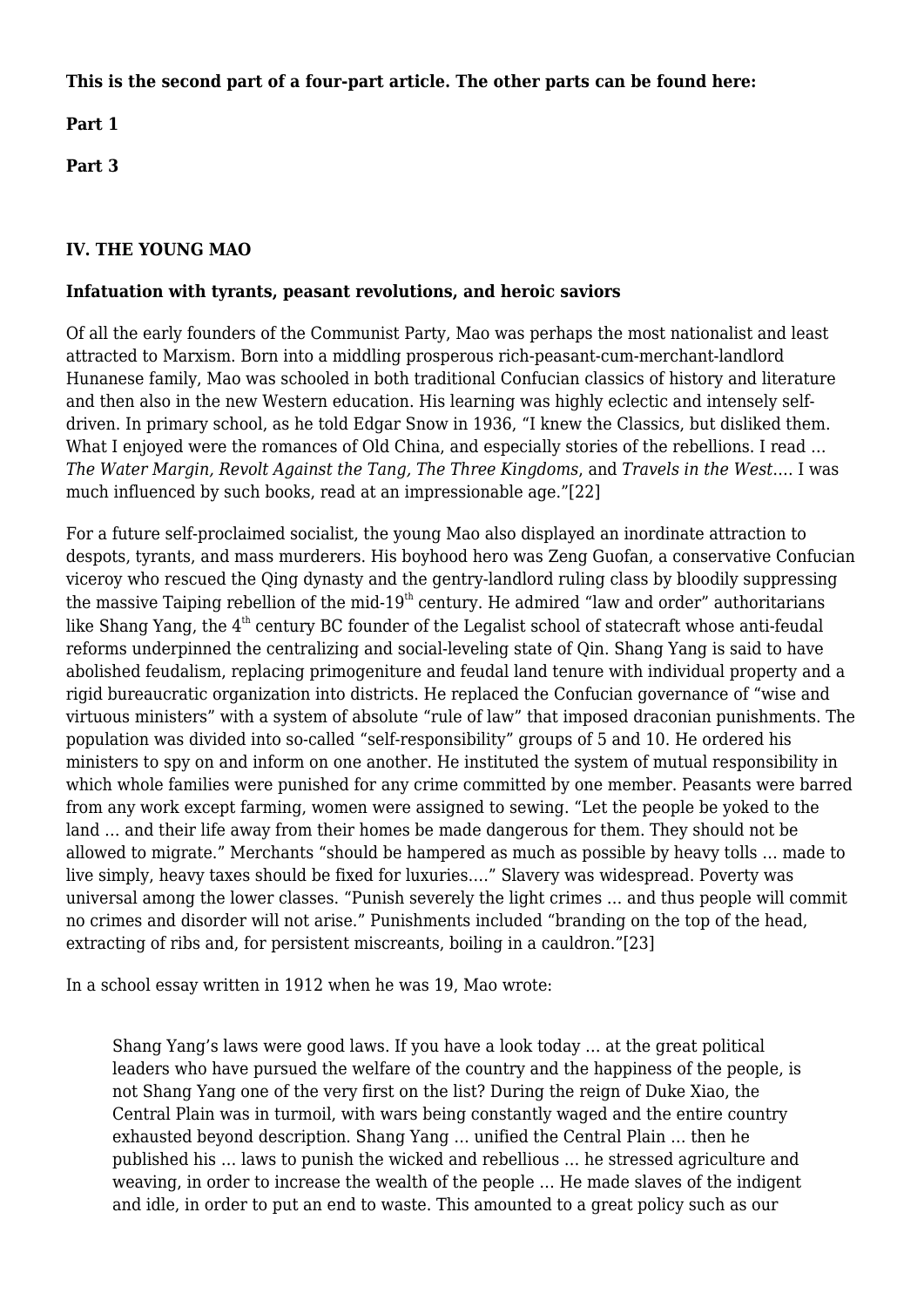**This is the second part of a four-part article. The other parts can be found here:**

**Part 1**

**Part 3**

### IV. THE YOUNG MAO

#### Infatuation with tyrants, peasant revolutions, and heroic saviors

Of all the early founders of the Communist Party, Mao was perhaps the most nationalist and least attracted to Marxism. Born into a middling prosperous rich-peasant-cum-merchant-landlord Hunanese family, Mao was schooled in both traditional Confucian classics of history and literature and then also in the new Western education. His learning was highly eclectic and intensely self-driven. In primary school, as he told Edgar Snow in 1936, "I knew the Classics, but disliked them. What I enjoyed were the romances of Old China, and especially stories of the rebellions. I read … *The Water Margin, Revolt Against the Tang, The Three Kingdoms*, and *Travels in the West*…. I was much influenced by such books, read at an impressionable age."[22]

For a future self-proclaimed socialist, the young Mao also displayed an inordinate attraction to despots, tyrants, and mass murderers. His boyhood hero was Zeng Guofan, a conservative Confucian viceroy who rescued the Qing dynasty and the gentry-landlord ruling class by bloodily suppressing the massive Taiping rebellion of the mid-19th century. He admired "law and order" authoritarians like Shang Yang, the 4th century BC founder of the Legalist school of statecraft whose anti-feudal reforms underpinned the centralizing and social-leveling state of Qin. Shang Yang is said to have abolished feudalism, replacing primogeniture and feudal land tenure with individual property and a rigid bureaucratic organization into districts. He replaced the Confucian governance of "wise and virtuous ministers" with a system of absolute "rule of law" that imposed draconian punishments. The population was divided into so-called "self-responsibility" groups of 5 and 10. He ordered his ministers to spy on and inform on one another. He instituted the system of mutual responsibility in which whole families were punished for any crime committed by one member. Peasants were barred from any work except farming, women were assigned to sewing. "Let the people be yoked to the land … and their life away from their homes be made dangerous for them. They should not be allowed to migrate." Merchants "should be hampered as much as possible by heavy tolls … made to live simply, heavy taxes should be fixed for luxuries…." Slavery was widespread. Poverty was universal among the lower classes. "Punish severely the light crimes … and thus people will commit no crimes and disorder will not arise." Punishments included "branding on the top of the head, extracting of ribs and, for persistent miscreants, boiling in a cauldron."[23]

In a school essay written in 1912 when he was 19, Mao wrote:

> Shang Yang's laws were good laws. If you have a look today … at the great political leaders who have pursued the welfare of the country and the happiness of the people, is not Shang Yang one of the very first on the list? During the reign of Duke Xiao, the Central Plain was in turmoil, with wars being constantly waged and the entire country exhausted beyond description. Shang Yang … unified the Central Plain … then he published his … laws to punish the wicked and rebellious … he stressed agriculture and weaving, in order to increase the wealth of the people … He made slaves of the indigent and idle, in order to put an end to waste. This amounted to a great policy such as our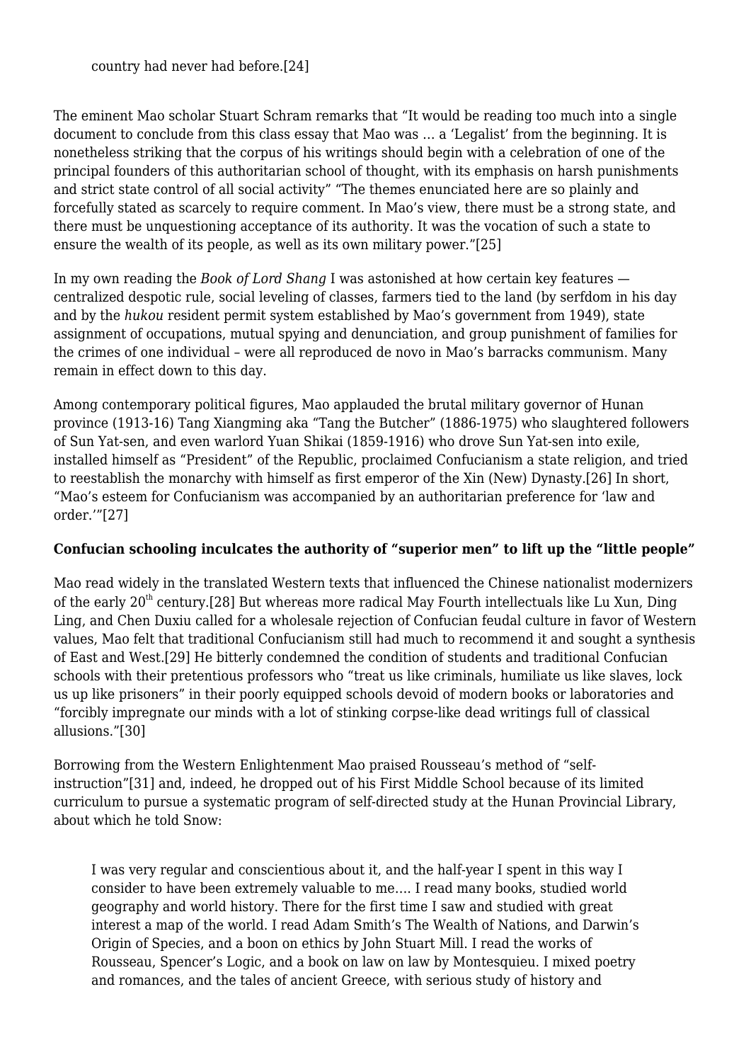country had never had before.[24]

The eminent Mao scholar Stuart Schram remarks that “It would be reading too much into a single document to conclude from this class essay that Mao was … a ‘Legalist’ from the beginning. It is nonetheless striking that the corpus of his writings should begin with a celebration of one of the principal founders of this authoritarian school of thought, with its emphasis on harsh punishments and strict state control of all social activity” “The themes enunciated here are so plainly and forcefully stated as scarcely to require comment. In Mao’s view, there must be a strong state, and there must be unquestioning acceptance of its authority. It was the vocation of such a state to ensure the wealth of its people, as well as its own military power.”[25]

In my own reading the *Book of Lord Shang* I was astonished at how certain key features — centralized despotic rule, social leveling of classes, farmers tied to the land (by serfdom in his day and by the *hukou* resident permit system established by Mao’s government from 1949), state assignment of occupations, mutual spying and denunciation, and group punishment of families for the crimes of one individual – were all reproduced de novo in Mao’s barracks communism. Many remain in effect down to this day.

Among contemporary political figures, Mao applauded the brutal military governor of Hunan province (1913-16) Tang Xiangming aka “Tang the Butcher” (1886-1975) who slaughtered followers of Sun Yat-sen, and even warlord Yuan Shikai (1859-1916) who drove Sun Yat-sen into exile, installed himself as “President” of the Republic, proclaimed Confucianism a state religion, and tried to reestablish the monarchy with himself as first emperor of the Xin (New) Dynasty.[26] In short, “Mao’s esteem for Confucianism was accompanied by an authoritarian preference for ‘law and order.’”[27]

**Confucian schooling inculcates the authority of “superior men” to lift up the “little people”**

Mao read widely in the translated Western texts that influenced the Chinese nationalist modernizers of the early 20th century.[28] But whereas more radical May Fourth intellectuals like Lu Xun, Ding Ling, and Chen Duxiu called for a wholesale rejection of Confucian feudal culture in favor of Western values, Mao felt that traditional Confucianism still had much to recommend it and sought a synthesis of East and West.[29] He bitterly condemned the condition of students and traditional Confucian schools with their pretentious professors who “treat us like criminals, humiliate us like slaves, lock us up like prisoners” in their poorly equipped schools devoid of modern books or laboratories and “forcibly impregnate our minds with a lot of stinking corpse-like dead writings full of classical allusions.”[30]

Borrowing from the Western Enlightenment Mao praised Rousseau’s method of “self-instruction”[31] and, indeed, he dropped out of his First Middle School because of its limited curriculum to pursue a systematic program of self-directed study at the Hunan Provincial Library, about which he told Snow:

> I was very regular and conscientious about it, and the half-year I spent in this way I consider to have been extremely valuable to me…. I read many books, studied world geography and world history. There for the first time I saw and studied with great interest a map of the world. I read Adam Smith’s The Wealth of Nations, and Darwin’s Origin of Species, and a boon on ethics by John Stuart Mill. I read the works of Rousseau, Spencer’s Logic, and a book on law on law by Montesquieu. I mixed poetry and romances, and the tales of ancient Greece, with serious study of history and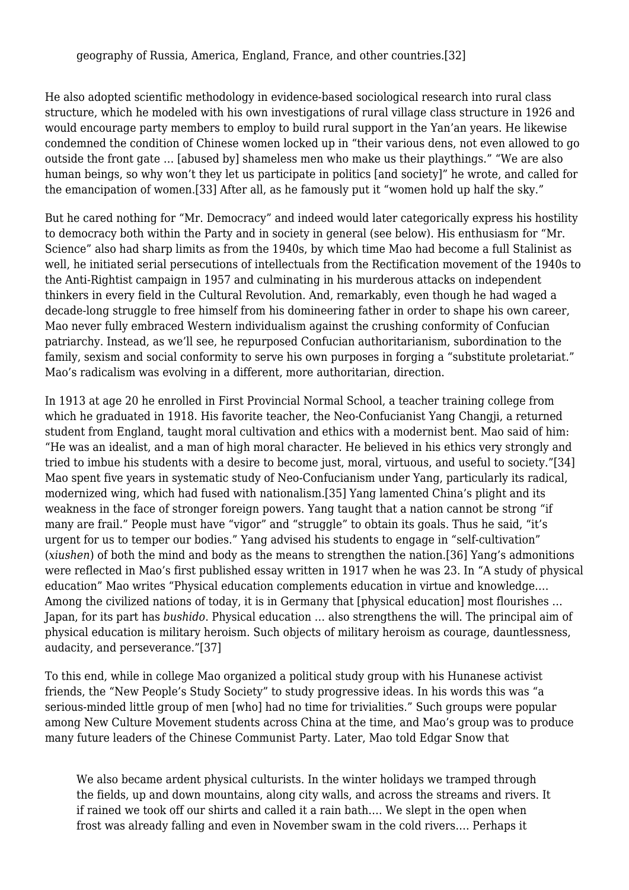> geography of Russia, America, England, France, and other countries.[32]

He also adopted scientific methodology in evidence-based sociological research into rural class structure, which he modeled with his own investigations of rural village class structure in 1926 and would encourage party members to employ to build rural support in the Yan'an years. He likewise condemned the condition of Chinese women locked up in "their various dens, not even allowed to go outside the front gate … [abused by] shameless men who make us their playthings." "We are also human beings, so why won't they let us participate in politics [and society]" he wrote, and called for the emancipation of women.[33] After all, as he famously put it "women hold up half the sky."

But he cared nothing for "Mr. Democracy" and indeed would later categorically express his hostility to democracy both within the Party and in society in general (see below). His enthusiasm for "Mr. Science" also had sharp limits as from the 1940s, by which time Mao had become a full Stalinist as well, he initiated serial persecutions of intellectuals from the Rectification movement of the 1940s to the Anti-Rightist campaign in 1957 and culminating in his murderous attacks on independent thinkers in every field in the Cultural Revolution. And, remarkably, even though he had waged a decade-long struggle to free himself from his domineering father in order to shape his own career, Mao never fully embraced Western individualism against the crushing conformity of Confucian patriarchy. Instead, as we'll see, he repurposed Confucian authoritarianism, subordination to the family, sexism and social conformity to serve his own purposes in forging a "substitute proletariat." Mao's radicalism was evolving in a different, more authoritarian, direction.

In 1913 at age 20 he enrolled in First Provincial Normal School, a teacher training college from which he graduated in 1918. His favorite teacher, the Neo-Confucianist Yang Changji, a returned student from England, taught moral cultivation and ethics with a modernist bent. Mao said of him: "He was an idealist, and a man of high moral character. He believed in his ethics very strongly and tried to imbue his students with a desire to become just, moral, virtuous, and useful to society."[34] Mao spent five years in systematic study of Neo-Confucianism under Yang, particularly its radical, modernized wing, which had fused with nationalism.[35] Yang lamented China's plight and its weakness in the face of stronger foreign powers. Yang taught that a nation cannot be strong "if many are frail." People must have "vigor" and "struggle" to obtain its goals. Thus he said, "it's urgent for us to temper our bodies." Yang advised his students to engage in "self-cultivation" (*xiushen*) of both the mind and body as the means to strengthen the nation.[36] Yang's admonitions were reflected in Mao's first published essay written in 1917 when he was 23. In "A study of physical education" Mao writes "Physical education complements education in virtue and knowledge.… Among the civilized nations of today, it is in Germany that [physical education] most flourishes … Japan, for its part has *bushido*. Physical education … also strengthens the will. The principal aim of physical education is military heroism. Such objects of military heroism as courage, dauntlessness, audacity, and perseverance."[37]

To this end, while in college Mao organized a political study group with his Hunanese activist friends, the "New People's Study Society" to study progressive ideas. In his words this was "a serious-minded little group of men [who] had no time for trivialities." Such groups were popular among New Culture Movement students across China at the time, and Mao's group was to produce many future leaders of the Chinese Communist Party. Later, Mao told Edgar Snow that

> We also became ardent physical culturists. In the winter holidays we tramped through the fields, up and down mountains, along city walls, and across the streams and rivers. It if rained we took off our shirts and called it a rain bath.… We slept in the open when frost was already falling and even in November swam in the cold rivers.… Perhaps it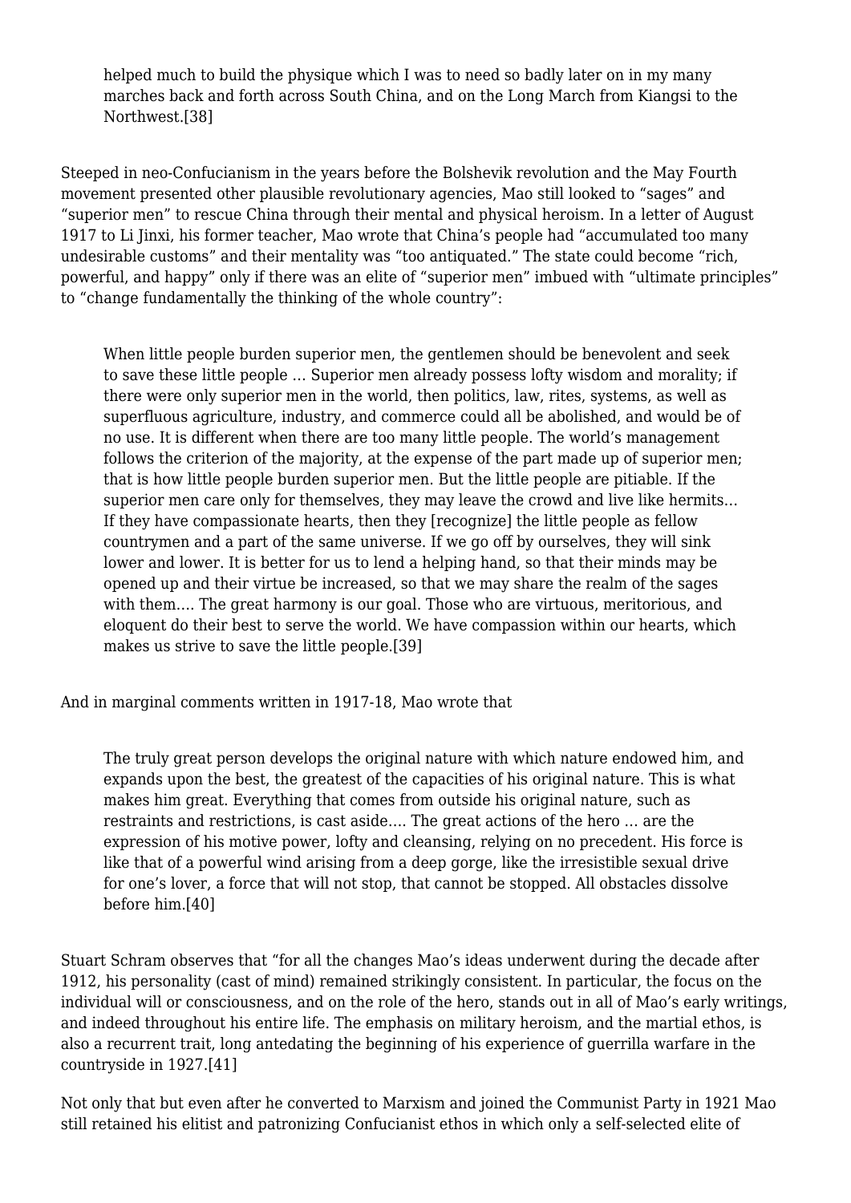> helped much to build the physique which I was to need so badly later on in my many marches back and forth across South China, and on the Long March from Kiangsi to the Northwest.[38]

Steeped in neo-Confucianism in the years before the Bolshevik revolution and the May Fourth movement presented other plausible revolutionary agencies, Mao still looked to "sages" and "superior men" to rescue China through their mental and physical heroism. In a letter of August 1917 to Li Jinxi, his former teacher, Mao wrote that China's people had "accumulated too many undesirable customs" and their mentality was "too antiquated." The state could become "rich, powerful, and happy" only if there was an elite of "superior men" imbued with "ultimate principles" to "change fundamentally the thinking of the whole country":

> When little people burden superior men, the gentlemen should be benevolent and seek to save these little people … Superior men already possess lofty wisdom and morality; if there were only superior men in the world, then politics, law, rites, systems, as well as superfluous agriculture, industry, and commerce could all be abolished, and would be of no use. It is different when there are too many little people. The world's management follows the criterion of the majority, at the expense of the part made up of superior men; that is how little people burden superior men. But the little people are pitiable. If the superior men care only for themselves, they may leave the crowd and live like hermits… If they have compassionate hearts, then they [recognize] the little people as fellow countrymen and a part of the same universe. If we go off by ourselves, they will sink lower and lower. It is better for us to lend a helping hand, so that their minds may be opened up and their virtue be increased, so that we may share the realm of the sages with them…. The great harmony is our goal. Those who are virtuous, meritorious, and eloquent do their best to serve the world. We have compassion within our hearts, which makes us strive to save the little people.[39]

And in marginal comments written in 1917-18, Mao wrote that

> The truly great person develops the original nature with which nature endowed him, and expands upon the best, the greatest of the capacities of his original nature. This is what makes him great. Everything that comes from outside his original nature, such as restraints and restrictions, is cast aside…. The great actions of the hero … are the expression of his motive power, lofty and cleansing, relying on no precedent. His force is like that of a powerful wind arising from a deep gorge, like the irresistible sexual drive for one's lover, a force that will not stop, that cannot be stopped. All obstacles dissolve before him.[40]

Stuart Schram observes that "for all the changes Mao's ideas underwent during the decade after 1912, his personality (cast of mind) remained strikingly consistent. In particular, the focus on the individual will or consciousness, and on the role of the hero, stands out in all of Mao's early writings, and indeed throughout his entire life. The emphasis on military heroism, and the martial ethos, is also a recurrent trait, long antedating the beginning of his experience of guerrilla warfare in the countryside in 1927.[41]

Not only that but even after he converted to Marxism and joined the Communist Party in 1921 Mao still retained his elitist and patronizing Confucianist ethos in which only a self-selected elite of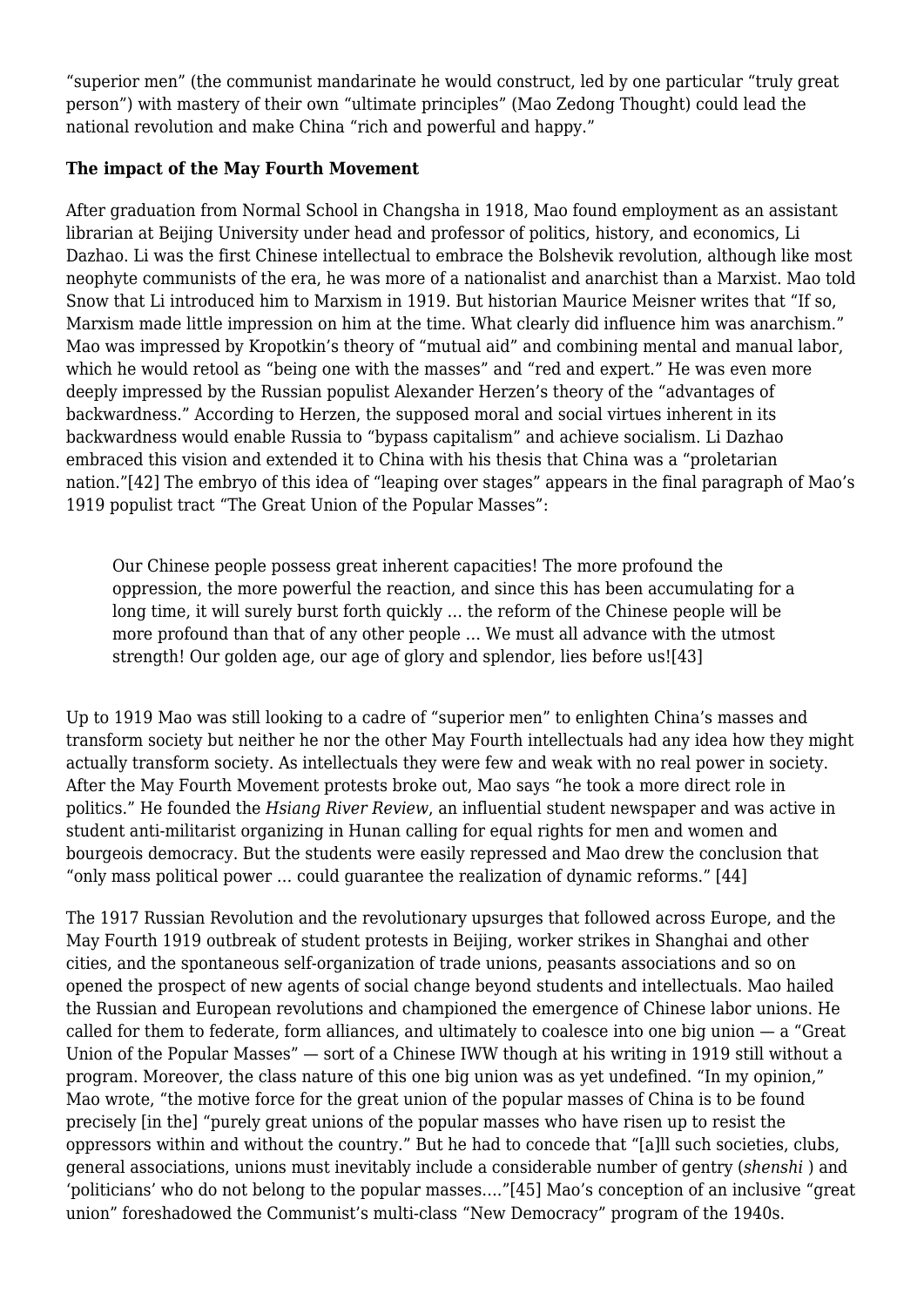"superior men" (the communist mandarinate he would construct, led by one particular "truly great person") with mastery of their own "ultimate principles" (Mao Zedong Thought) could lead the national revolution and make China "rich and powerful and happy."

**The impact of the May Fourth Movement**

After graduation from Normal School in Changsha in 1918, Mao found employment as an assistant librarian at Beijing University under head and professor of politics, history, and economics, Li Dazhao. Li was the first Chinese intellectual to embrace the Bolshevik revolution, although like most neophyte communists of the era, he was more of a nationalist and anarchist than a Marxist. Mao told Snow that Li introduced him to Marxism in 1919. But historian Maurice Meisner writes that "If so, Marxism made little impression on him at the time. What clearly did influence him was anarchism." Mao was impressed by Kropotkin's theory of "mutual aid" and combining mental and manual labor, which he would retool as "being one with the masses" and "red and expert." He was even more deeply impressed by the Russian populist Alexander Herzen's theory of the "advantages of backwardness." According to Herzen, the supposed moral and social virtues inherent in its backwardness would enable Russia to "bypass capitalism" and achieve socialism. Li Dazhao embraced this vision and extended it to China with his thesis that China was a "proletarian nation."[42] The embryo of this idea of "leaping over stages" appears in the final paragraph of Mao's 1919 populist tract "The Great Union of the Popular Masses":

> Our Chinese people possess great inherent capacities! The more profound the oppression, the more powerful the reaction, and since this has been accumulating for a long time, it will surely burst forth quickly … the reform of the Chinese people will be more profound than that of any other people … We must all advance with the utmost strength! Our golden age, our age of glory and splendor, lies before us![43]

Up to 1919 Mao was still looking to a cadre of "superior men" to enlighten China's masses and transform society but neither he nor the other May Fourth intellectuals had any idea how they might actually transform society. As intellectuals they were few and weak with no real power in society. After the May Fourth Movement protests broke out, Mao says "he took a more direct role in politics." He founded the *Hsiang River Review*, an influential student newspaper and was active in student anti-militarist organizing in Hunan calling for equal rights for men and women and bourgeois democracy. But the students were easily repressed and Mao drew the conclusion that "only mass political power … could guarantee the realization of dynamic reforms." [44]

The 1917 Russian Revolution and the revolutionary upsurges that followed across Europe, and the May Fourth 1919 outbreak of student protests in Beijing, worker strikes in Shanghai and other cities, and the spontaneous self-organization of trade unions, peasants associations and so on opened the prospect of new agents of social change beyond students and intellectuals. Mao hailed the Russian and European revolutions and championed the emergence of Chinese labor unions. He called for them to federate, form alliances, and ultimately to coalesce into one big union — a "Great Union of the Popular Masses" — sort of a Chinese IWW though at his writing in 1919 still without a program. Moreover, the class nature of this one big union was as yet undefined. "In my opinion," Mao wrote, "the motive force for the great union of the popular masses of China is to be found precisely [in the] "purely great unions of the popular masses who have risen up to resist the oppressors within and without the country." But he had to concede that "[a]ll such societies, clubs, general associations, unions must inevitably include a considerable number of gentry (*shenshi* ) and 'politicians' who do not belong to the popular masses…."[45] Mao's conception of an inclusive "great union" foreshadowed the Communist's multi-class "New Democracy" program of the 1940s.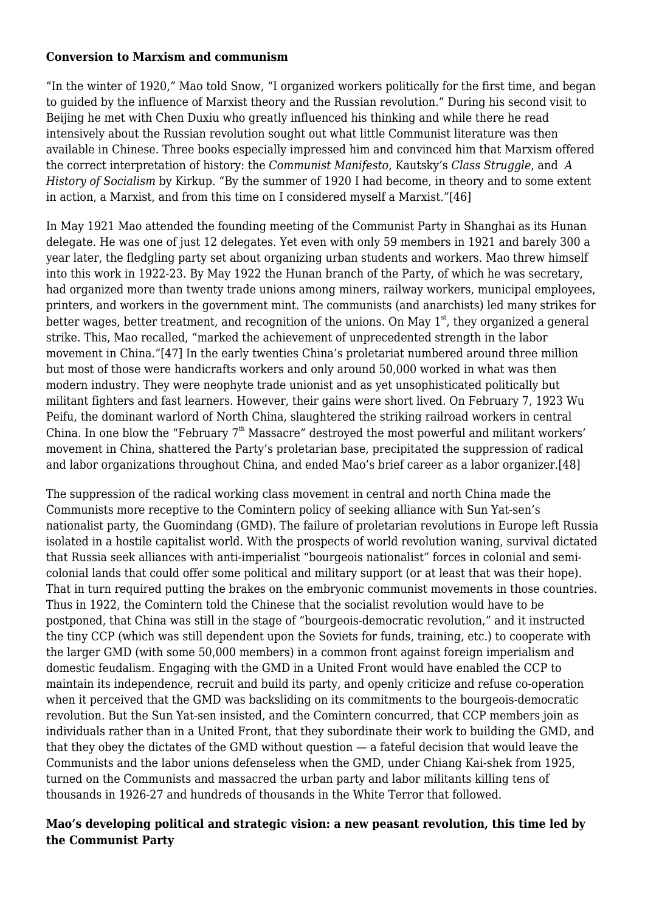**Conversion to Marxism and communism**

"In the winter of 1920," Mao told Snow, "I organized workers politically for the first time, and began to guided by the influence of Marxist theory and the Russian revolution." During his second visit to Beijing he met with Chen Duxiu who greatly influenced his thinking and while there he read intensively about the Russian revolution sought out what little Communist literature was then available in Chinese. Three books especially impressed him and convinced him that Marxism offered the correct interpretation of history: the *Communist Manifesto*, Kautsky's *Class Struggle*, and *A History of Socialism* by Kirkup. "By the summer of 1920 I had become, in theory and to some extent in action, a Marxist, and from this time on I considered myself a Marxist."[46]

In May 1921 Mao attended the founding meeting of the Communist Party in Shanghai as its Hunan delegate. He was one of just 12 delegates. Yet even with only 59 members in 1921 and barely 300 a year later, the fledgling party set about organizing urban students and workers. Mao threw himself into this work in 1922-23. By May 1922 the Hunan branch of the Party, of which he was secretary, had organized more than twenty trade unions among miners, railway workers, municipal employees, printers, and workers in the government mint. The communists (and anarchists) led many strikes for better wages, better treatment, and recognition of the unions. On May 1st, they organized a general strike. This, Mao recalled, "marked the achievement of unprecedented strength in the labor movement in China."[47] In the early twenties China's proletariat numbered around three million but most of those were handicrafts workers and only around 50,000 worked in what was then modern industry. They were neophyte trade unionist and as yet unsophisticated politically but militant fighters and fast learners. However, their gains were short lived. On February 7, 1923 Wu Peifu, the dominant warlord of North China, slaughtered the striking railroad workers in central China. In one blow the "February 7th Massacre" destroyed the most powerful and militant workers' movement in China, shattered the Party's proletarian base, precipitated the suppression of radical and labor organizations throughout China, and ended Mao's brief career as a labor organizer.[48]

The suppression of the radical working class movement in central and north China made the Communists more receptive to the Comintern policy of seeking alliance with Sun Yat-sen's nationalist party, the Guomindang (GMD). The failure of proletarian revolutions in Europe left Russia isolated in a hostile capitalist world. With the prospects of world revolution waning, survival dictated that Russia seek alliances with anti-imperialist "bourgeois nationalist" forces in colonial and semi-colonial lands that could offer some political and military support (or at least that was their hope). That in turn required putting the brakes on the embryonic communist movements in those countries. Thus in 1922, the Comintern told the Chinese that the socialist revolution would have to be postponed, that China was still in the stage of "bourgeois-democratic revolution," and it instructed the tiny CCP (which was still dependent upon the Soviets for funds, training, etc.) to cooperate with the larger GMD (with some 50,000 members) in a common front against foreign imperialism and domestic feudalism. Engaging with the GMD in a United Front would have enabled the CCP to maintain its independence, recruit and build its party, and openly criticize and refuse co-operation when it perceived that the GMD was backsliding on its commitments to the bourgeois-democratic revolution. But the Sun Yat-sen insisted, and the Comintern concurred, that CCP members join as individuals rather than in a United Front, that they subordinate their work to building the GMD, and that they obey the dictates of the GMD without question — a fateful decision that would leave the Communists and the labor unions defenseless when the GMD, under Chiang Kai-shek from 1925, turned on the Communists and massacred the urban party and labor militants killing tens of thousands in 1926-27 and hundreds of thousands in the White Terror that followed.

**Mao's developing political and strategic vision: a new peasant revolution, this time led by the Communist Party**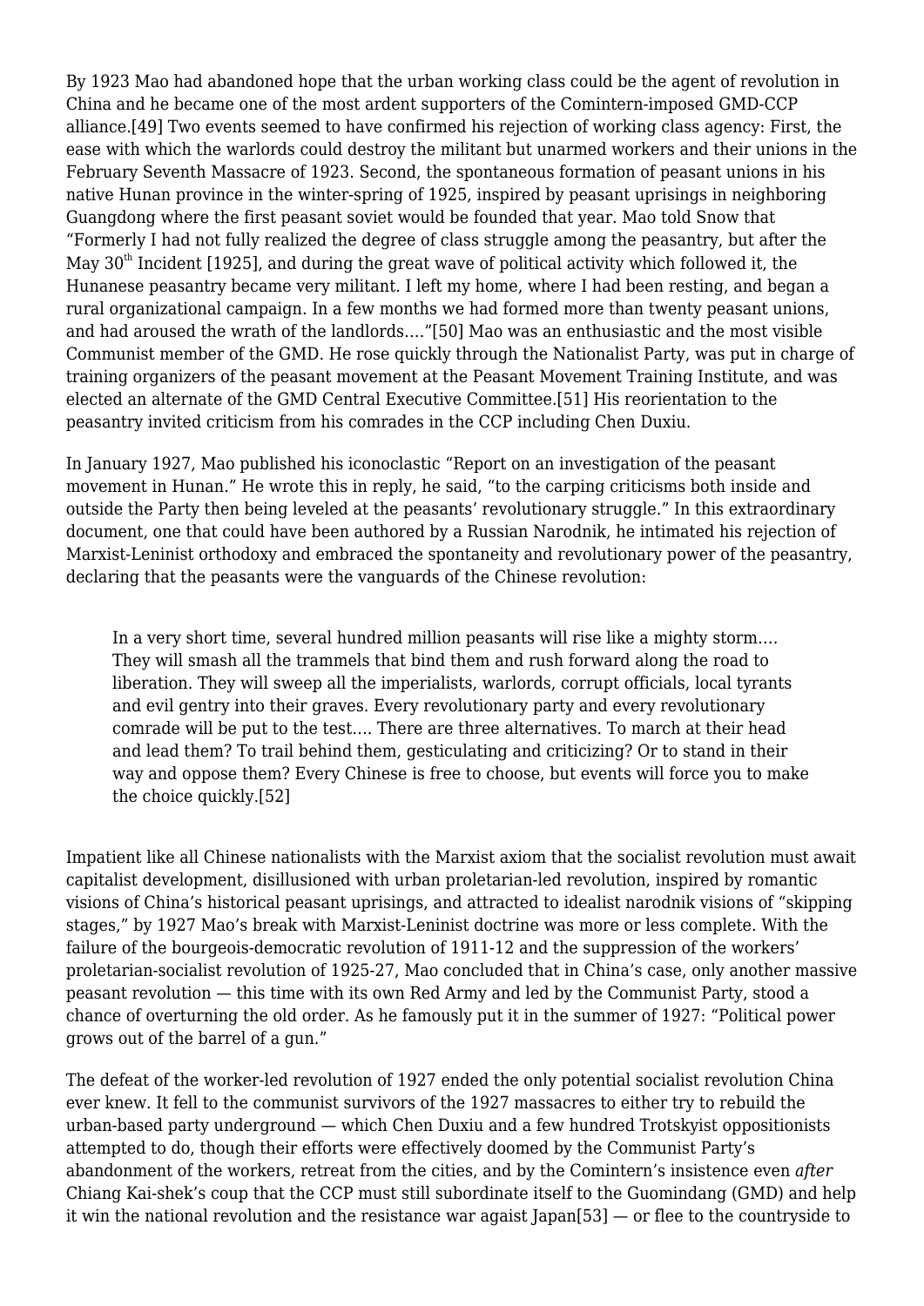By 1923 Mao had abandoned hope that the urban working class could be the agent of revolution in China and he became one of the most ardent supporters of the Comintern-imposed GMD-CCP alliance.[49] Two events seemed to have confirmed his rejection of working class agency: First, the ease with which the warlords could destroy the militant but unarmed workers and their unions in the February Seventh Massacre of 1923. Second, the spontaneous formation of peasant unions in his native Hunan province in the winter-spring of 1925, inspired by peasant uprisings in neighboring Guangdong where the first peasant soviet would be founded that year. Mao told Snow that "Formerly I had not fully realized the degree of class struggle among the peasantry, but after the May 30th Incident [1925], and during the great wave of political activity which followed it, the Hunanese peasantry became very militant. I left my home, where I had been resting, and began a rural organizational campaign. In a few months we had formed more than twenty peasant unions, and had aroused the wrath of the landlords…."[50] Mao was an enthusiastic and the most visible Communist member of the GMD. He rose quickly through the Nationalist Party, was put in charge of training organizers of the peasant movement at the Peasant Movement Training Institute, and was elected an alternate of the GMD Central Executive Committee.[51] His reorientation to the peasantry invited criticism from his comrades in the CCP including Chen Duxiu.

In January 1927, Mao published his iconoclastic "Report on an investigation of the peasant movement in Hunan." He wrote this in reply, he said, "to the carping criticisms both inside and outside the Party then being leveled at the peasants' revolutionary struggle." In this extraordinary document, one that could have been authored by a Russian Narodnik, he intimated his rejection of Marxist-Leninist orthodoxy and embraced the spontaneity and revolutionary power of the peasantry, declaring that the peasants were the vanguards of the Chinese revolution:

> In a very short time, several hundred million peasants will rise like a mighty storm…. They will smash all the trammels that bind them and rush forward along the road to liberation. They will sweep all the imperialists, warlords, corrupt officials, local tyrants and evil gentry into their graves. Every revolutionary party and every revolutionary comrade will be put to the test…. There are three alternatives. To march at their head and lead them? To trail behind them, gesticulating and criticizing? Or to stand in their way and oppose them? Every Chinese is free to choose, but events will force you to make the choice quickly.[52]

Impatient like all Chinese nationalists with the Marxist axiom that the socialist revolution must await capitalist development, disillusioned with urban proletarian-led revolution, inspired by romantic visions of China's historical peasant uprisings, and attracted to idealist narodnik visions of "skipping stages," by 1927 Mao's break with Marxist-Leninist doctrine was more or less complete. With the failure of the bourgeois-democratic revolution of 1911-12 and the suppression of the workers' proletarian-socialist revolution of 1925-27, Mao concluded that in China's case, only another massive peasant revolution — this time with its own Red Army and led by the Communist Party, stood a chance of overturning the old order. As he famously put it in the summer of 1927: "Political power grows out of the barrel of a gun."

The defeat of the worker-led revolution of 1927 ended the only potential socialist revolution China ever knew. It fell to the communist survivors of the 1927 massacres to either try to rebuild the urban-based party underground — which Chen Duxiu and a few hundred Trotskyist oppositionists attempted to do, though their efforts were effectively doomed by the Communist Party's abandonment of the workers, retreat from the cities, and by the Comintern's insistence even *after* Chiang Kai-shek's coup that the CCP must still subordinate itself to the Guomindang (GMD) and help it win the national revolution and the resistance war agaist Japan[53] — or flee to the countryside to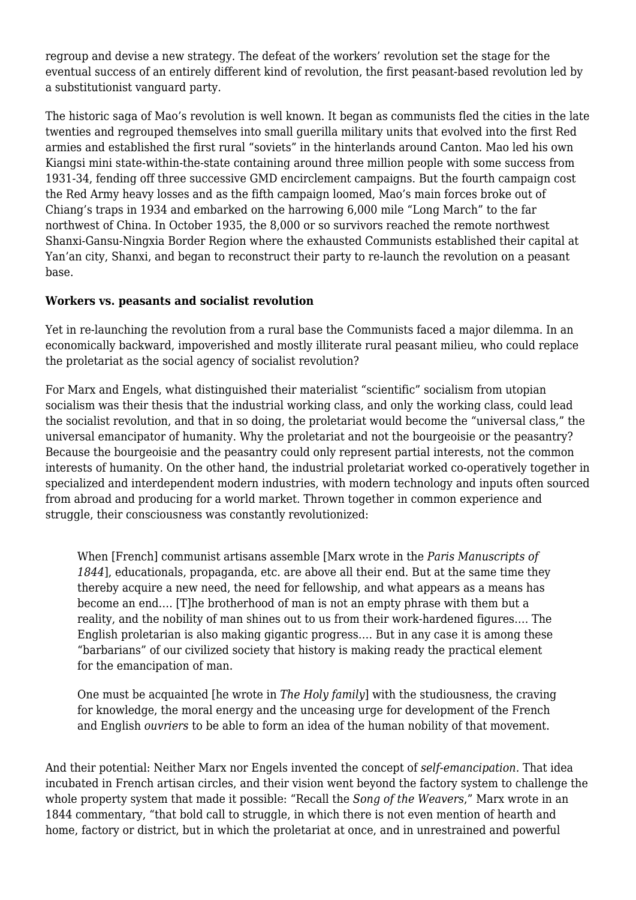regroup and devise a new strategy. The defeat of the workers' revolution set the stage for the eventual success of an entirely different kind of revolution, the first peasant-based revolution led by a substitutionist vanguard party.

The historic saga of Mao's revolution is well known. It began as communists fled the cities in the late twenties and regrouped themselves into small guerilla military units that evolved into the first Red armies and established the first rural "soviets" in the hinterlands around Canton. Mao led his own Kiangsi mini state-within-the-state containing around three million people with some success from 1931-34, fending off three successive GMD encirclement campaigns. But the fourth campaign cost the Red Army heavy losses and as the fifth campaign loomed, Mao's main forces broke out of Chiang's traps in 1934 and embarked on the harrowing 6,000 mile "Long March" to the far northwest of China. In October 1935, the 8,000 or so survivors reached the remote northwest Shanxi-Gansu-Ningxia Border Region where the exhausted Communists established their capital at Yan'an city, Shanxi, and began to reconstruct their party to re-launch the revolution on a peasant base.

**Workers vs. peasants and socialist revolution**

Yet in re-launching the revolution from a rural base the Communists faced a major dilemma. In an economically backward, impoverished and mostly illiterate rural peasant milieu, who could replace the proletariat as the social agency of socialist revolution?

For Marx and Engels, what distinguished their materialist "scientific" socialism from utopian socialism was their thesis that the industrial working class, and only the working class, could lead the socialist revolution, and that in so doing, the proletariat would become the "universal class," the universal emancipator of humanity. Why the proletariat and not the bourgeoisie or the peasantry? Because the bourgeoisie and the peasantry could only represent partial interests, not the common interests of humanity. On the other hand, the industrial proletariat worked co-operatively together in specialized and interdependent modern industries, with modern technology and inputs often sourced from abroad and producing for a world market. Thrown together in common experience and struggle, their consciousness was constantly revolutionized:

> When [French] communist artisans assemble [Marx wrote in the *Paris Manuscripts of 1844*], educationals, propaganda, etc. are above all their end. But at the same time they thereby acquire a new need, the need for fellowship, and what appears as a means has become an end.... [T]he brotherhood of man is not an empty phrase with them but a reality, and the nobility of man shines out to us from their work-hardened figures.... The English proletarian is also making gigantic progress.... But in any case it is among these "barbarians" of our civilized society that history is making ready the practical element for the emancipation of man.
>
> One must be acquainted [he wrote in *The Holy family*] with the studiousness, the craving for knowledge, the moral energy and the unceasing urge for development of the French and English *ouvriers* to be able to form an idea of the human nobility of that movement.

And their potential: Neither Marx nor Engels invented the concept of *self-emancipation*. That idea incubated in French artisan circles, and their vision went beyond the factory system to challenge the whole property system that made it possible: "Recall the *Song of the Weavers*," Marx wrote in an 1844 commentary, "that bold call to struggle, in which there is not even mention of hearth and home, factory or district, but in which the proletariat at once, and in unrestrained and powerful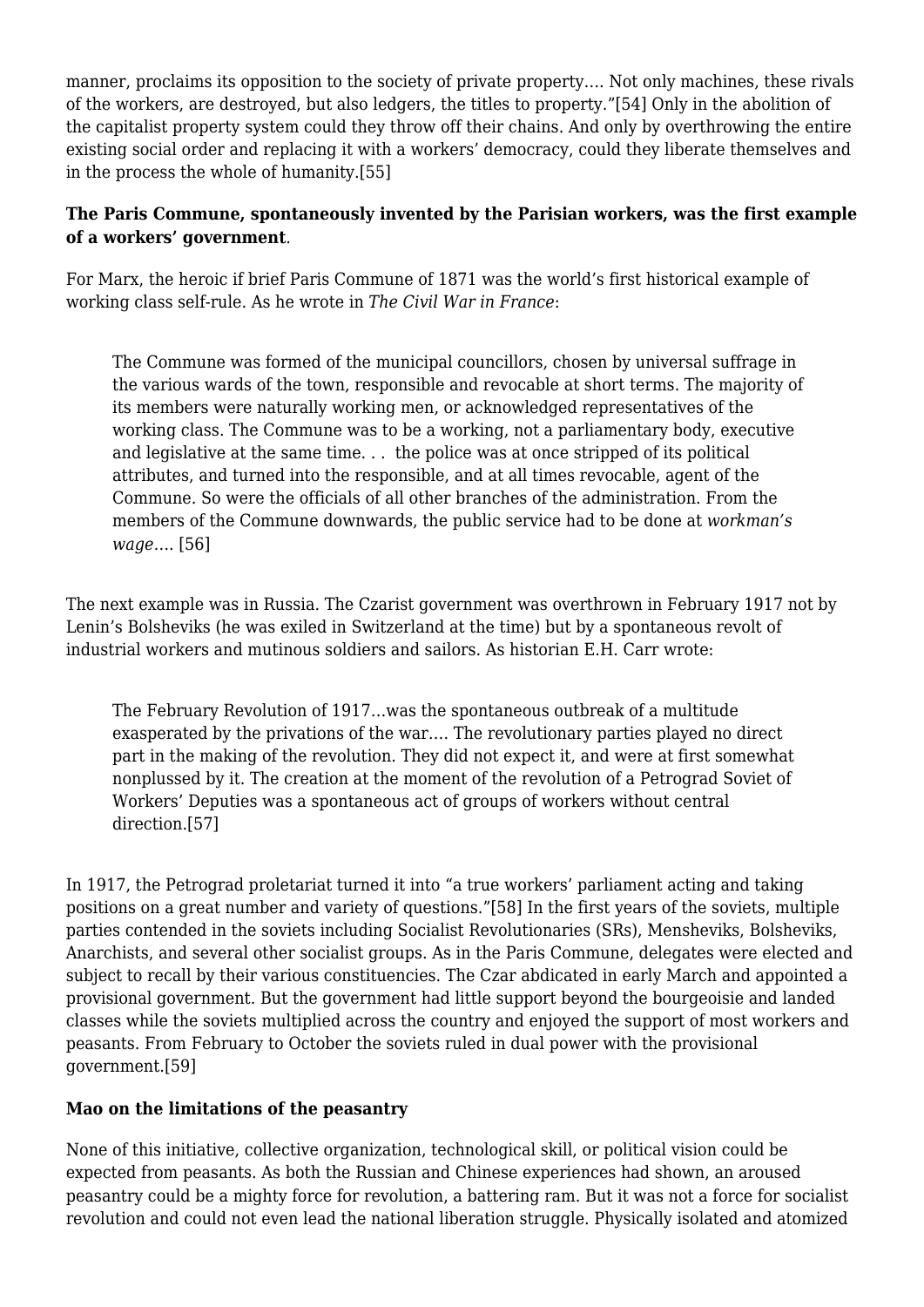manner, proclaims its opposition to the society of private property.... Not only machines, these rivals of the workers, are destroyed, but also ledgers, the titles to property."[54] Only in the abolition of the capitalist property system could they throw off their chains. And only by overthrowing the entire existing social order and replacing it with a workers' democracy, could they liberate themselves and in the process the whole of humanity.[55]

**The Paris Commune, spontaneously invented by the Parisian workers, was the first example of a workers' government**.

For Marx, the heroic if brief Paris Commune of 1871 was the world's first historical example of working class self-rule. As he wrote in *The Civil War in France*:

> The Commune was formed of the municipal councillors, chosen by universal suffrage in the various wards of the town, responsible and revocable at short terms. The majority of its members were naturally working men, or acknowledged representatives of the working class. The Commune was to be a working, not a parliamentary body, executive and legislative at the same time. . . the police was at once stripped of its political attributes, and turned into the responsible, and at all times revocable, agent of the Commune. So were the officials of all other branches of the administration. From the members of the Commune downwards, the public service had to be done at *workman's wage*.... [56]

The next example was in Russia. The Czarist government was overthrown in February 1917 not by Lenin's Bolsheviks (he was exiled in Switzerland at the time) but by a spontaneous revolt of industrial workers and mutinous soldiers and sailors. As historian E.H. Carr wrote:

> The February Revolution of 1917...was the spontaneous outbreak of a multitude exasperated by the privations of the war.... The revolutionary parties played no direct part in the making of the revolution. They did not expect it, and were at first somewhat nonplussed by it. The creation at the moment of the revolution of a Petrograd Soviet of Workers' Deputies was a spontaneous act of groups of workers without central direction.[57]

In 1917, the Petrograd proletariat turned it into "a true workers' parliament acting and taking positions on a great number and variety of questions."[58] In the first years of the soviets, multiple parties contended in the soviets including Socialist Revolutionaries (SRs), Mensheviks, Bolsheviks, Anarchists, and several other socialist groups. As in the Paris Commune, delegates were elected and subject to recall by their various constituencies. The Czar abdicated in early March and appointed a provisional government. But the government had little support beyond the bourgeoisie and landed classes while the soviets multiplied across the country and enjoyed the support of most workers and peasants. From February to October the soviets ruled in dual power with the provisional government.[59]

**Mao on the limitations of the peasantry**

None of this initiative, collective organization, technological skill, or political vision could be expected from peasants. As both the Russian and Chinese experiences had shown, an aroused peasantry could be a mighty force for revolution, a battering ram. But it was not a force for socialist revolution and could not even lead the national liberation struggle. Physically isolated and atomized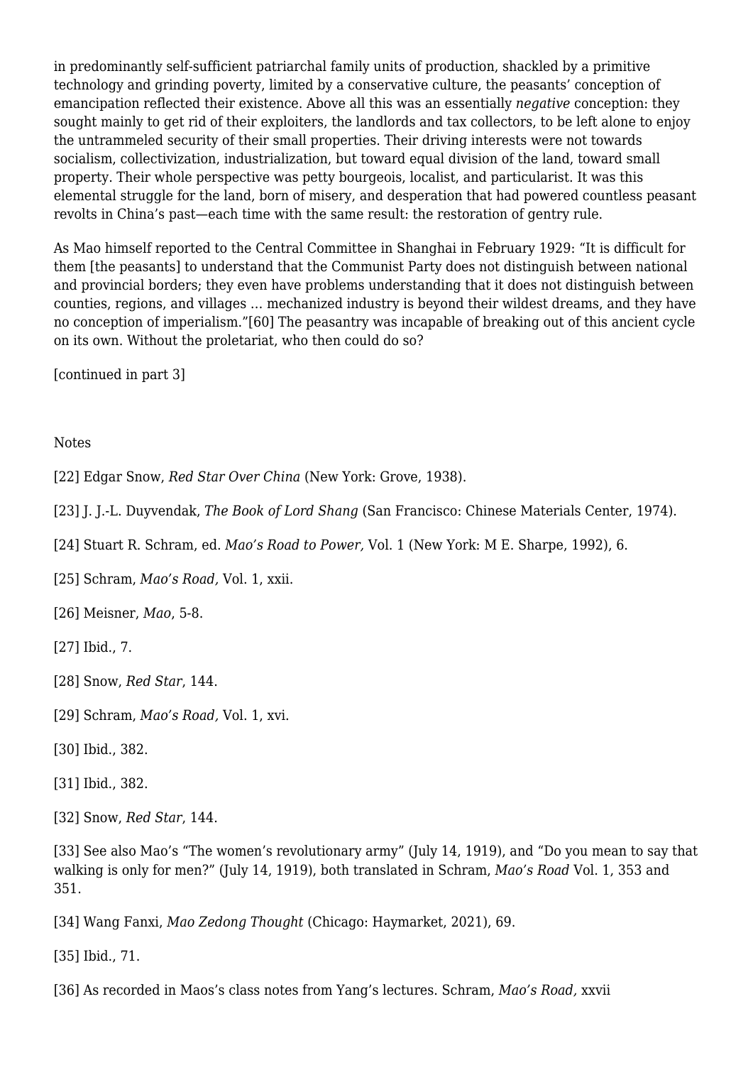in predominantly self-sufficient patriarchal family units of production, shackled by a primitive technology and grinding poverty, limited by a conservative culture, the peasants' conception of emancipation reflected their existence. Above all this was an essentially *negative* conception: they sought mainly to get rid of their exploiters, the landlords and tax collectors, to be left alone to enjoy the untrammeled security of their small properties. Their driving interests were not towards socialism, collectivization, industrialization, but toward equal division of the land, toward small property. Their whole perspective was petty bourgeois, localist, and particularist. It was this elemental struggle for the land, born of misery, and desperation that had powered countless peasant revolts in China's past—each time with the same result: the restoration of gentry rule.

As Mao himself reported to the Central Committee in Shanghai in February 1929: "It is difficult for them [the peasants] to understand that the Communist Party does not distinguish between national and provincial borders; they even have problems understanding that it does not distinguish between counties, regions, and villages … mechanized industry is beyond their wildest dreams, and they have no conception of imperialism."[60] The peasantry was incapable of breaking out of this ancient cycle on its own. Without the proletariat, who then could do so?

[continued in part 3]

Notes

[22] Edgar Snow, *Red Star Over China* (New York: Grove, 1938).

[23] J. J.-L. Duyvendak, *The Book of Lord Shang* (San Francisco: Chinese Materials Center, 1974).

[24] Stuart R. Schram, ed. *Mao's Road to Power,* Vol. 1 (New York: M E. Sharpe, 1992), 6.

[25] Schram, *Mao's Road,* Vol. 1, xxii.

[26] Meisner, *Mao*, 5-8.

[27] Ibid., 7.

[28] Snow, *Red Star*, 144.

[29] Schram, *Mao's Road,* Vol. 1, xvi.

[30] Ibid., 382.

[31] Ibid., 382.

[32] Snow, *Red Star*, 144.

[33] See also Mao's "The women's revolutionary army" (July 14, 1919), and "Do you mean to say that walking is only for men?" (July 14, 1919), both translated in Schram, *Mao's Road* Vol. 1, 353 and 351.

[34] Wang Fanxi, *Mao Zedong Thought* (Chicago: Haymarket, 2021), 69.

[35] Ibid., 71.

[36] As recorded in Maos's class notes from Yang's lectures. Schram, *Mao's Road,* xxvii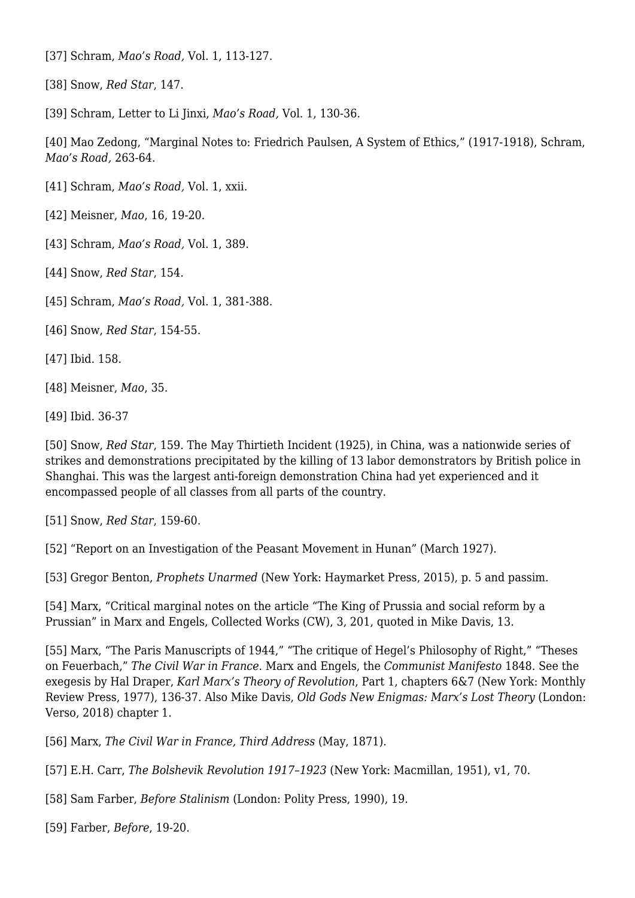[37] Schram, *Mao's Road,* Vol. 1, 113-127.

[38] Snow, *Red Star*, 147.

[39] Schram, Letter to Li Jinxi, *Mao's Road,* Vol. 1, 130-36.

[40] Mao Zedong, "Marginal Notes to: Friedrich Paulsen, A System of Ethics," (1917-1918), Schram, *Mao's Road,* 263-64.

[41] Schram, *Mao's Road,* Vol. 1, xxii.

[42] Meisner, *Mao*, 16, 19-20.

[43] Schram, *Mao's Road,* Vol. 1, 389.

[44] Snow, *Red Star*, 154.

[45] Schram, *Mao's Road,* Vol. 1, 381-388.

[46] Snow, *Red Star*, 154-55.

[47] Ibid. 158.

[48] Meisner, *Mao*, 35.

[49] Ibid. 36-37

[50] Snow, *Red Star*, 159. The May Thirtieth Incident (1925), in China, was a nationwide series of strikes and demonstrations precipitated by the killing of 13 labor demonstrators by British police in Shanghai. This was the largest anti-foreign demonstration China had yet experienced and it encompassed people of all classes from all parts of the country.

[51] Snow, *Red Star*, 159-60.

[52] "Report on an Investigation of the Peasant Movement in Hunan" (March 1927).

[53] Gregor Benton, *Prophets Unarmed* (New York: Haymarket Press, 2015), p. 5 and passim.

[54] Marx, "Critical marginal notes on the article "The King of Prussia and social reform by a Prussian" in Marx and Engels, Collected Works (CW), 3, 201, quoted in Mike Davis, 13.

[55] Marx, "The Paris Manuscripts of 1944," "The critique of Hegel's Philosophy of Right," "Theses on Feuerbach," *The Civil War in France*. Marx and Engels, the *Communist Manifesto* 1848. See the exegesis by Hal Draper, *Karl Marx's Theory of Revolution*, Part 1, chapters 6&7 (New York: Monthly Review Press, 1977), 136-37. Also Mike Davis, *Old Gods New Enigmas: Marx's Lost Theory* (London: Verso, 2018) chapter 1.

[56] Marx, *The Civil War in France, Third Address* (May, 1871).

[57] E.H. Carr, *The Bolshevik Revolution 1917–1923* (New York: Macmillan, 1951), v1, 70.

[58] Sam Farber, *Before Stalinism* (London: Polity Press, 1990), 19.

[59] Farber, *Before*, 19-20.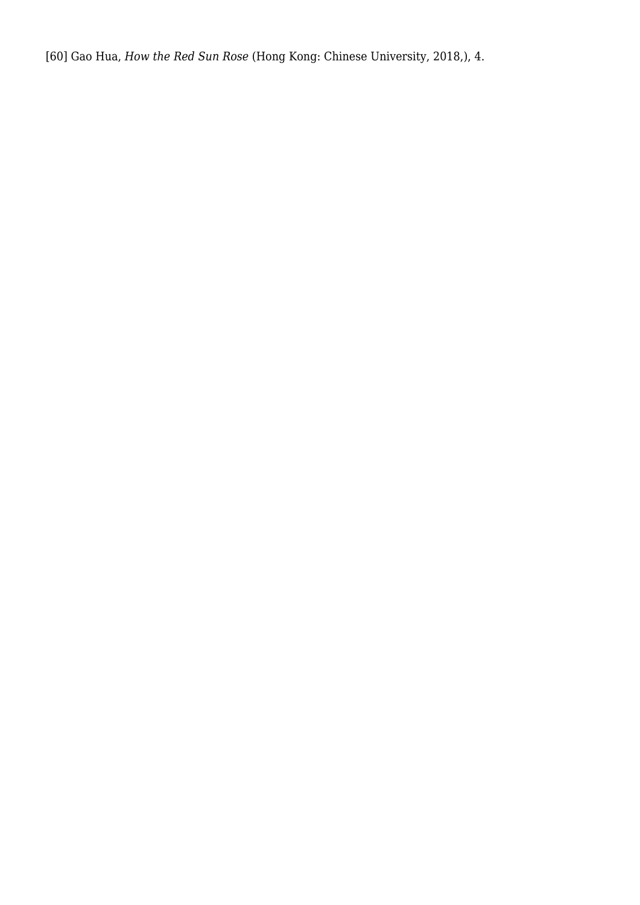[60] Gao Hua, *How the Red Sun Rose* (Hong Kong: Chinese University, 2018,), 4.